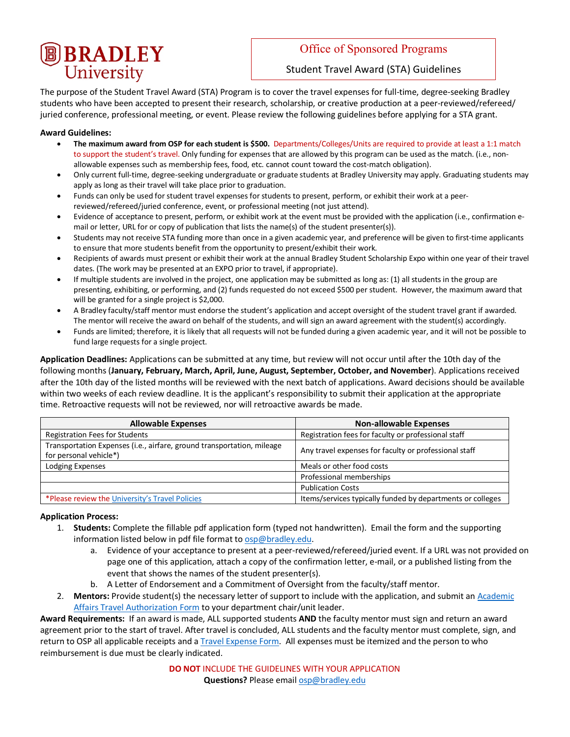# BRADLEY University

## Office of Sponsored Programs

### Student Travel Award (STA) Guidelines

The purpose of the Student Travel Award (STA) Program is to cover the travel expenses for full-time, degree-seeking Bradley students who have been accepted to present their research, scholarship, or creative production at a peer-reviewed/refereed/ juried conference, professional meeting, or event. Please review the following guidelines before applying for a STA grant.

**Award Guidelines:**

- **The maximum award from OSP for each student is $500.** Departments/Colleges/Units are required to provide at least a 1:1 match to support the student's travel. Only funding for expenses that are allowed by this program can be used as the match. (i.e., non-allowable expenses such as membership fees, food, etc. cannot count toward the cost-match obligation).
- Only current full-time, degree-seeking undergraduate or graduate students at Bradley University may apply. Graduating students may apply as long as their travel will take place prior to graduation.
- Funds can only be used for student travel expenses for students to present, perform, or exhibit their work at a peer-reviewed/refereed/juried conference, event, or professional meeting (not just attend).
- Evidence of acceptance to present, perform, or exhibit work at the event must be provided with the application (i.e., confirmation e-mail or letter, URL for or copy of publication that lists the name(s) of the student presenter(s)).
- Students may not receive STA funding more than once in a given academic year, and preference will be given to first-time applicants to ensure that more students benefit from the opportunity to present/exhibit their work.
- Recipients of awards must present or exhibit their work at the annual Bradley Student Scholarship Expo within one year of their travel dates. (The work may be presented at an EXPO prior to travel, if appropriate).
- If multiple students are involved in the project, one application may be submitted as long as: (1) all students in the group are presenting, exhibiting, or performing, and (2) funds requested do not exceed $500 per student. However, the maximum award that will be granted for a single project is $2,000.
- A Bradley faculty/staff mentor must endorse the student's application and accept oversight of the student travel grant if awarded. The mentor will receive the award on behalf of the students, and will sign an award agreement with the student(s) accordingly.
- Funds are limited; therefore, it is likely that all requests will not be funded during a given academic year, and it will not be possible to fund large requests for a single project.

**Application Deadlines:** Applications can be submitted at any time, but review will not occur until after the 10th day of the following months (**January, February, March, April, June, August, September, October, and November**). Applications received after the 10th day of the listed months will be reviewed with the next batch of applications. Award decisions should be available within two weeks of each review deadline. It is the applicant's responsibility to submit their application at the appropriate time. Retroactive requests will not be reviewed, nor will retroactive awards be made.

| Allowable Expenses | Non-allowable Expenses |
|---|---|
| Registration Fees for Students | Registration fees for faculty or professional staff |
| Transportation Expenses (i.e., airfare, ground transportation, mileage for personal vehicle*) | Any travel expenses for faculty or professional staff |
| Lodging Expenses | Meals or other food costs |
| | Professional memberships |
| | Publication Costs |
| *Please review the University's Travel Policies | Items/services typically funded by departments or colleges |

**Application Process:**

1. **Students:** Complete the fillable pdf application form (typed not handwritten). Email the form and the supporting information listed below in pdf file format to osp@bradley.edu.
   a. Evidence of your acceptance to present at a peer-reviewed/refereed/juried event. If a URL was not provided on page one of this application, attach a copy of the confirmation letter, e-mail, or a published listing from the event that shows the names of the student presenter(s).
   b. A Letter of Endorsement and a Commitment of Oversight from the faculty/staff mentor.
2. **Mentors:** Provide student(s) the necessary letter of support to include with the application, and submit an Academic Affairs Travel Authorization Form to your department chair/unit leader.

**Award Requirements:** If an award is made, ALL supported students **AND** the faculty mentor must sign and return an award agreement prior to the start of travel. After travel is concluded, ALL students and the faculty mentor must complete, sign, and return to OSP all applicable receipts and a Travel Expense Form. All expenses must be itemized and the person to who reimbursement is due must be clearly indicated.

**DO NOT** INCLUDE THE GUIDELINES WITH YOUR APPLICATION

**Questions?** Please email osp@bradley.edu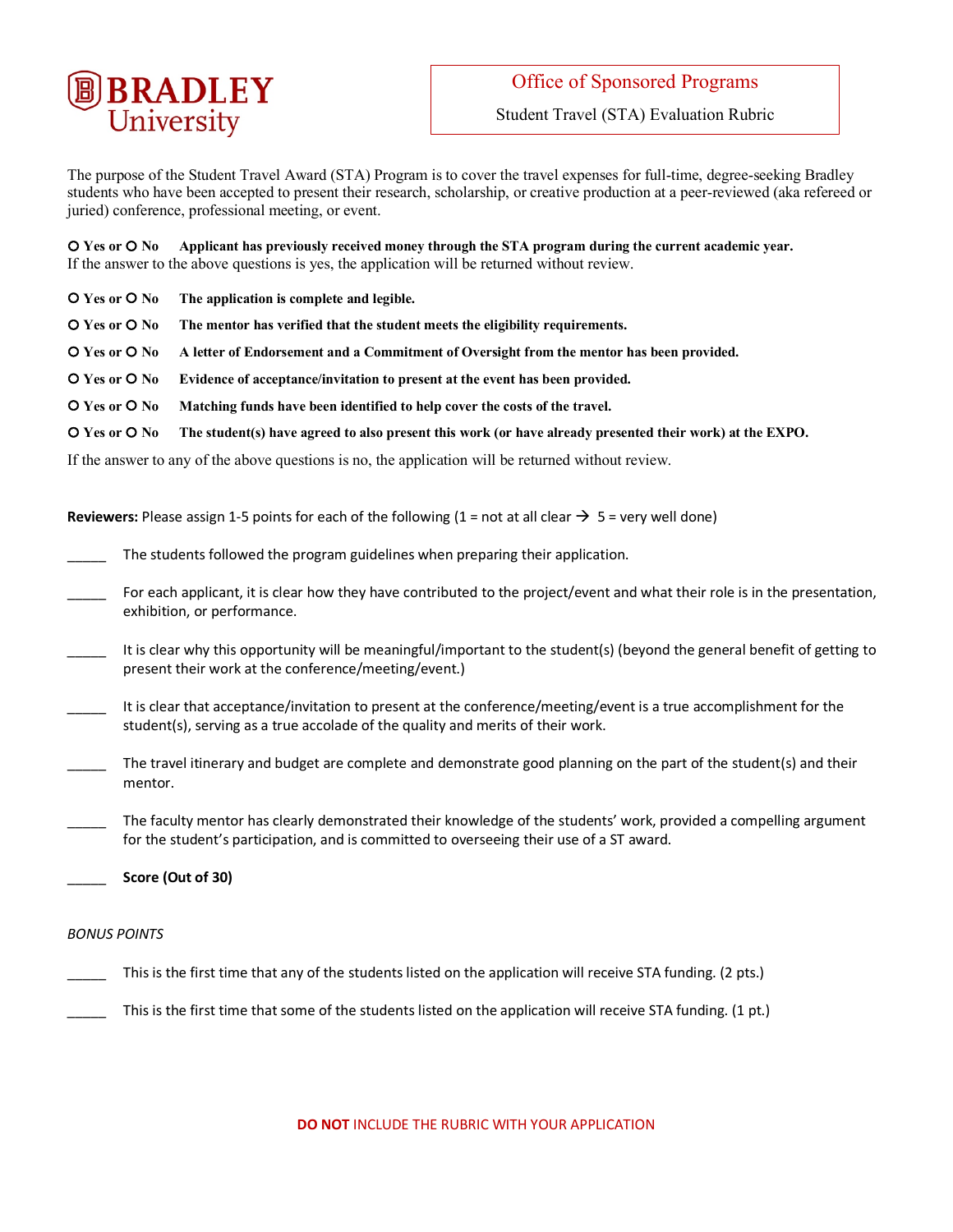**BRADLEY University**

**Office of Sponsored Programs**

Student Travel (STA) Evaluation Rubric

The purpose of the Student Travel Award (STA) Program is to cover the travel expenses for full-time, degree-seeking Bradley students who have been accepted to present their research, scholarship, or creative production at a peer-reviewed (aka refereed or juried) conference, professional meeting, or event.

**O Yes or O No Applicant has previously received money through the STA program during the current academic year.**
If the answer to the above questions is yes, the application will be returned without review.

**O Yes or O No The application is complete and legible.**

**O Yes or O No The mentor has verified that the student meets the eligibility requirements.**

**O Yes or O No A letter of Endorsement and a Commitment of Oversight from the mentor has been provided.**

**O Yes or O No Evidence of acceptance/invitation to present at the event has been provided.**

**O Yes or O No Matching funds have been identified to help cover the costs of the travel.**

**O Yes or O No The student(s) have agreed to also present this work (or have already presented their work) at the EXPO.**

If the answer to any of the above questions is no, the application will be returned without review.

**Reviewers:** Please assign 1-5 points for each of the following (1 = not at all clear → 5 = very well done)

_____ The students followed the program guidelines when preparing their application.

_____ For each applicant, it is clear how they have contributed to the project/event and what their role is in the presentation, exhibition, or performance.

_____ It is clear why this opportunity will be meaningful/important to the student(s) (beyond the general benefit of getting to present their work at the conference/meeting/event.)

_____ It is clear that acceptance/invitation to present at the conference/meeting/event is a true accomplishment for the student(s), serving as a true accolade of the quality and merits of their work.

_____ The travel itinerary and budget are complete and demonstrate good planning on the part of the student(s) and their mentor.

_____ The faculty mentor has clearly demonstrated their knowledge of the students' work, provided a compelling argument for the student's participation, and is committed to overseeing their use of a ST award.

_____ **Score (Out of 30)**

*BONUS POINTS*

_____ This is the first time that any of the students listed on the application will receive STA funding. (2 pts.)

_____ This is the first time that some of the students listed on the application will receive STA funding. (1 pt.)

**DO NOT** INCLUDE THE RUBRIC WITH YOUR APPLICATION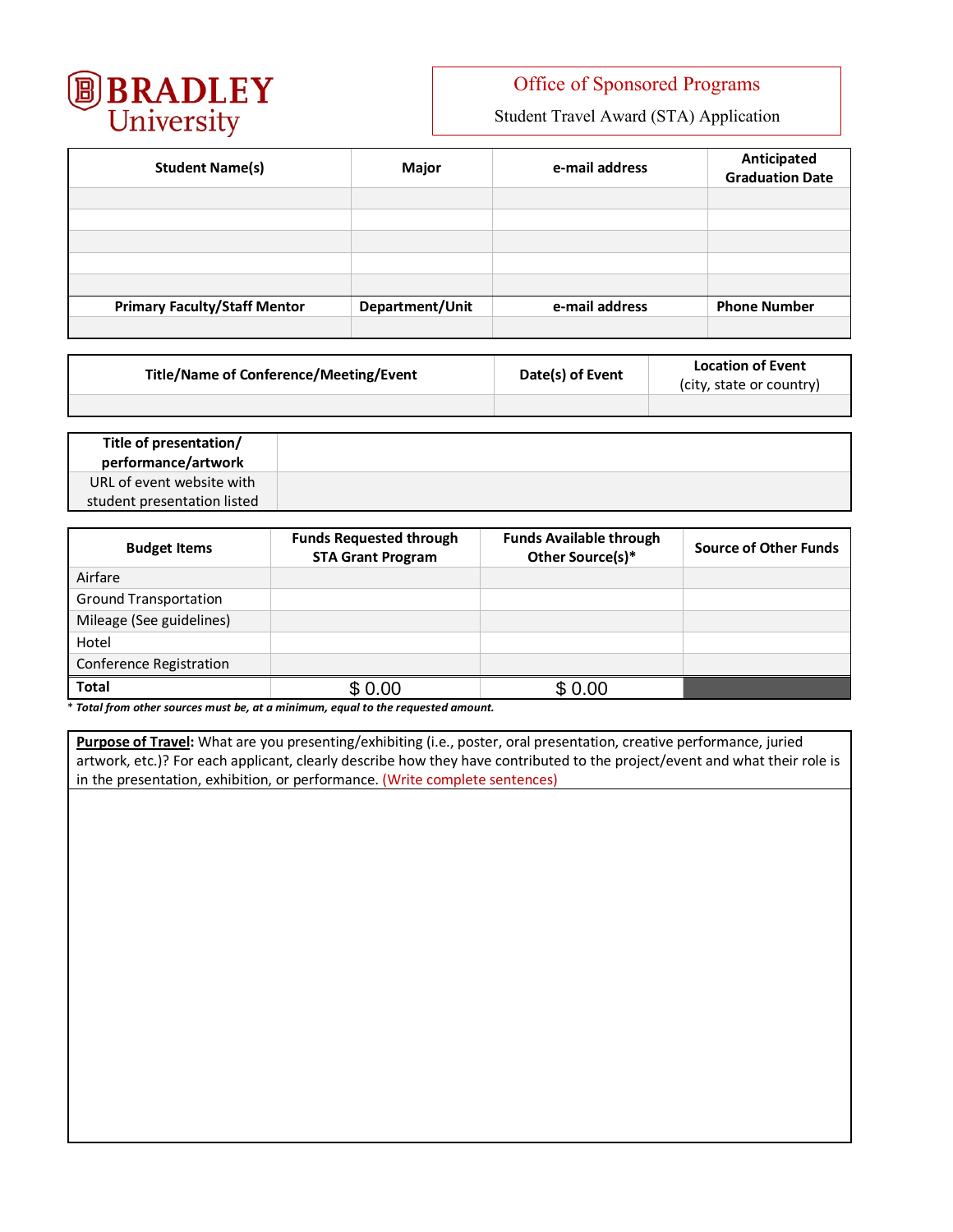# BRADLEY University

**Office of Sponsored Programs**

Student Travel Award (STA) Application

| Student Name(s) | Major | e-mail address | Anticipated Graduation Date |
|---|---|---|---|
| | | | |
| | | | |
| | | | |
| | | | |
| | | | |
| **Primary Faculty/Staff Mentor** | **Department/Unit** | **e-mail address** | **Phone Number** |
| | | | |

| Title/Name of Conference/Meeting/Event | Date(s) of Event | Location of Event (city, state or country) |
|---|---|---|
| | | |

| | |
|---|---|
| **Title of presentation/ performance/artwork** | |
| URL of event website with student presentation listed | |

| Budget Items | Funds Requested through STA Grant Program | Funds Available through Other Source(s)* | Source of Other Funds |
|---|---|---|---|
| Airfare | | | |
| Ground Transportation | | | |
| Mileage (See guidelines) | | | |
| Hotel | | | |
| Conference Registration | | | |
| **Total** | $ 0.00 | $ 0.00 | |

*\* Total from other sources must be, at a minimum, equal to the requested amount.*

**Purpose of Travel**: What are you presenting/exhibiting (i.e., poster, oral presentation, creative performance, juried artwork, etc.)? For each applicant, clearly describe how they have contributed to the project/event and what their role is in the presentation, exhibition, or performance. (Write complete sentences)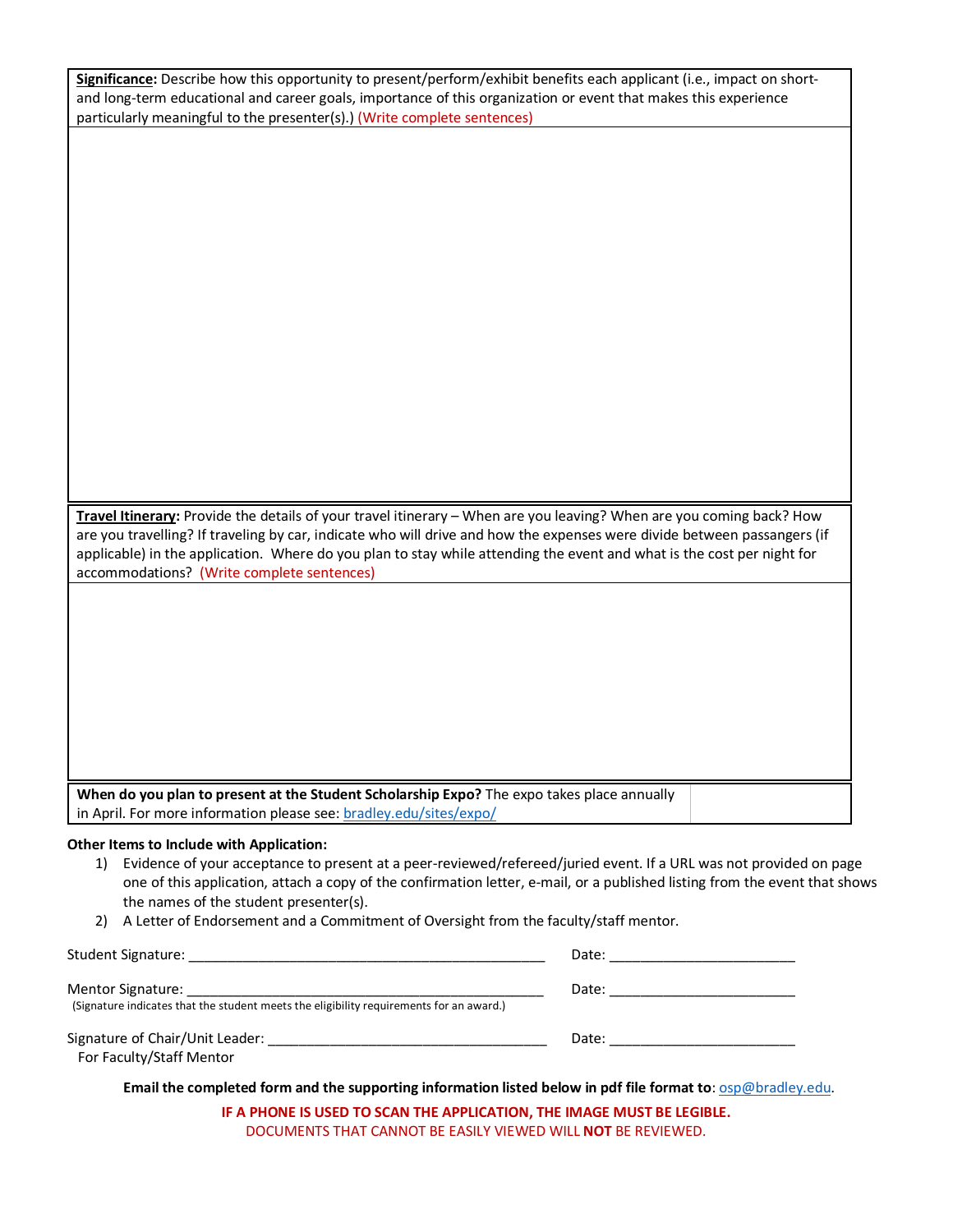| |
|---|
| **<u>Significance</u>:** Describe how this opportunity to present/perform/exhibit benefits each applicant (i.e., impact on short- and long-term educational and career goals, importance of this organization or event that makes this experience particularly meaningful to the presenter(s).) (Write complete sentences) |
| |

| |
|---|
| **<u>Travel Itinerary</u>:** Provide the details of your travel itinerary – When are you leaving? When are you coming back? How are you travelling? If traveling by car, indicate who will drive and how the expenses were divide between passangers (if applicable) in the application. Where do you plan to stay while attending the event and what is the cost per night for accommodations? (Write complete sentences) |
| |

| | |
|---|---|
| **When do you plan to present at the Student Scholarship Expo?** The expo takes place annually in April. For more information please see: [bradley.edu/sites/expo/](bradley.edu/sites/expo/) | |

**Other Items to Include with Application:**

1) Evidence of your acceptance to present at a peer-reviewed/refereed/juried event. If a URL was not provided on page one of this application, attach a copy of the confirmation letter, e-mail, or a published listing from the event that shows the names of the student presenter(s).
2) A Letter of Endorsement and a Commitment of Oversight from the faculty/staff mentor.

Student Signature: ______________________________________________ Date: ________________________

Mentor Signature: ______________________________________________ Date: ________________________
(Signature indicates that the student meets the eligibility requirements for an award.)

Signature of Chair/Unit Leader: ____________________________________ Date: ________________________
For Faculty/Staff Mentor

**Email the completed form and the supporting information listed below in pdf file format to**: osp@bradley.edu.

**IF A PHONE IS USED TO SCAN THE APPLICATION, THE IMAGE MUST BE LEGIBLE.**
DOCUMENTS THAT CANNOT BE EASILY VIEWED WILL **NOT** BE REVIEWED.